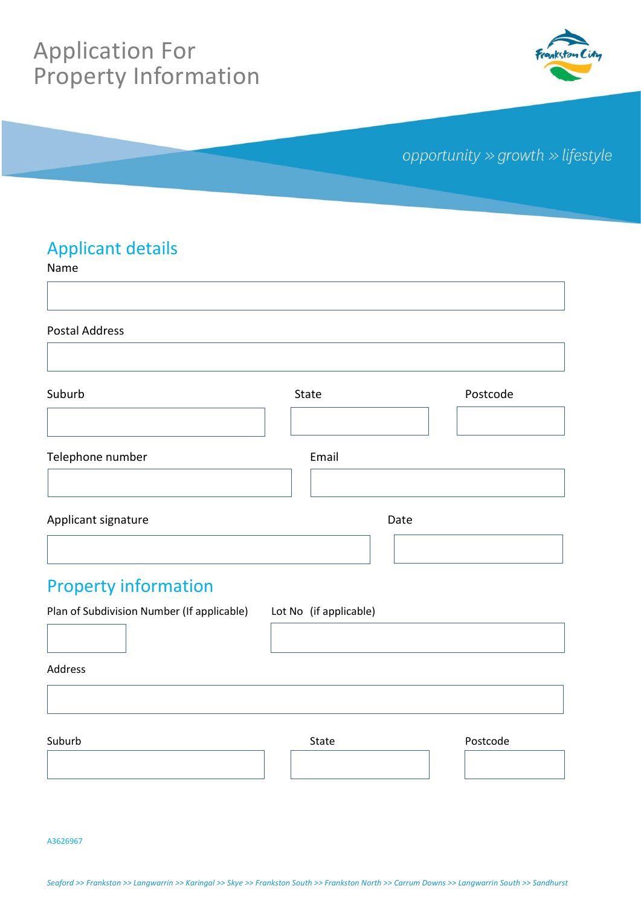# Application For Property Information

*opportunity » growth » lifestyle*

## Applicant details

Name

Postal Address

Suburb | State | Postcode

Telephone number | Email

Applicant signature | Date

## Property information

Plan of Subdivision Number (If applicable) | Lot No (if applicable)

Address

Suburb | State | Postcode

A3626967

*Seaford >> Frankston >> Langwarrin >> Karingal >> Skye >> Frankston South >> Frankston North >> Carrum Downs >> Langwarrin South >> Sandhurst*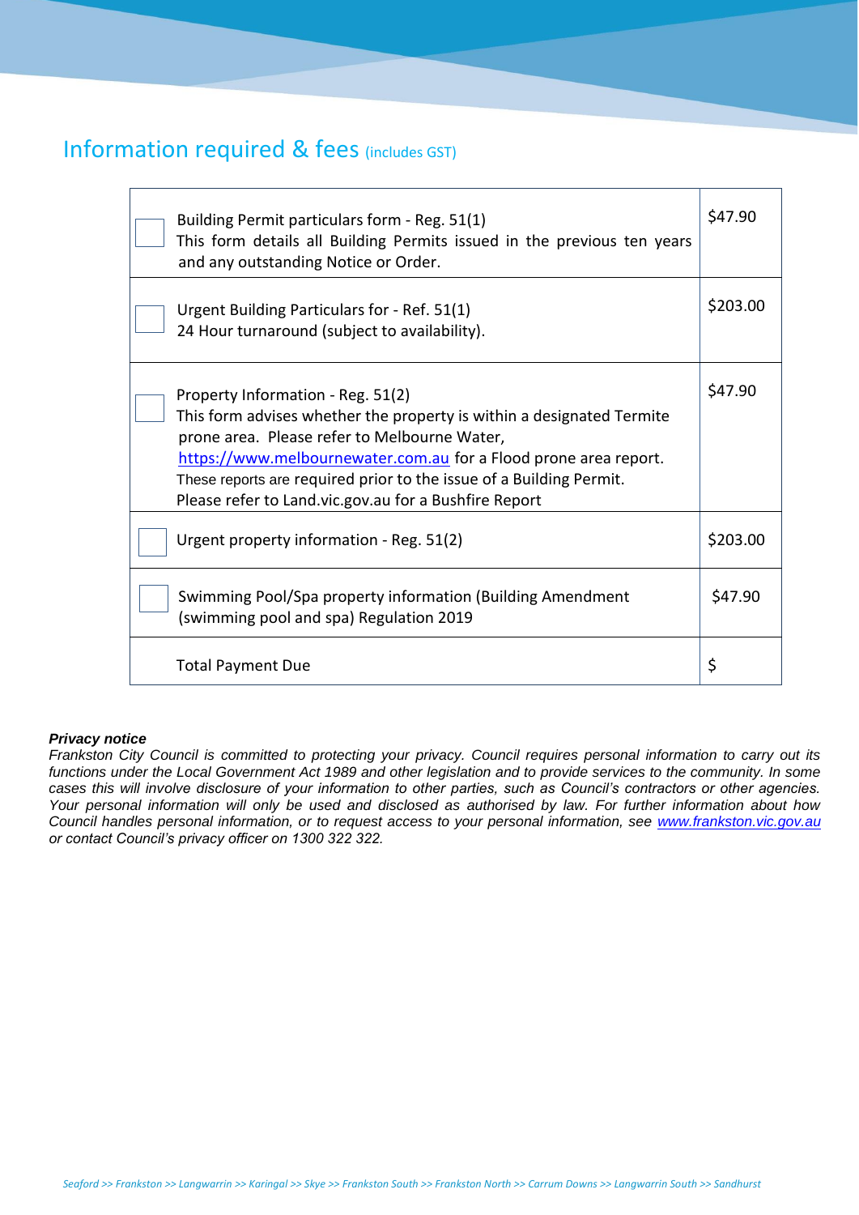## Information required & fees (includes GST)

| | Item | Fee |
|---|---|---|
| ☐ | Building Permit particulars form - Reg. 51(1)<br>This form details all Building Permits issued in the previous ten years and any outstanding Notice or Order. | $47.90 |
| ☐ | Urgent Building Particulars for - Ref. 51(1)<br>24 Hour turnaround (subject to availability). | $203.00 |
| ☐ | Property Information - Reg. 51(2)<br>This form advises whether the property is within a designated Termite prone area. Please refer to Melbourne Water, [https://www.melbournewater.com.au](https://www.melbournewater.com.au) for a Flood prone area report.<br>These reports are required prior to the issue of a Building Permit.<br>Please refer to Land.vic.gov.au for a Bushfire Report | $47.90 |
| ☐ | Urgent property information - Reg. 51(2) | $203.00 |
| ☐ | Swimming Pool/Spa property information (Building Amendment (swimming pool and spa) Regulation 2019 | $47.90 |
| | Total Payment Due | $ |

***Privacy notice***

*Frankston City Council is committed to protecting your privacy. Council requires personal information to carry out its functions under the Local Government Act 1989 and other legislation and to provide services to the community. In some cases this will involve disclosure of your information to other parties, such as Council's contractors or other agencies. Your personal information will only be used and disclosed as authorised by law. For further information about how Council handles personal information, or to request access to your personal information, see [www.frankston.vic.gov.au](http://www.frankston.vic.gov.au) or contact Council's privacy officer on 1300 322 322.*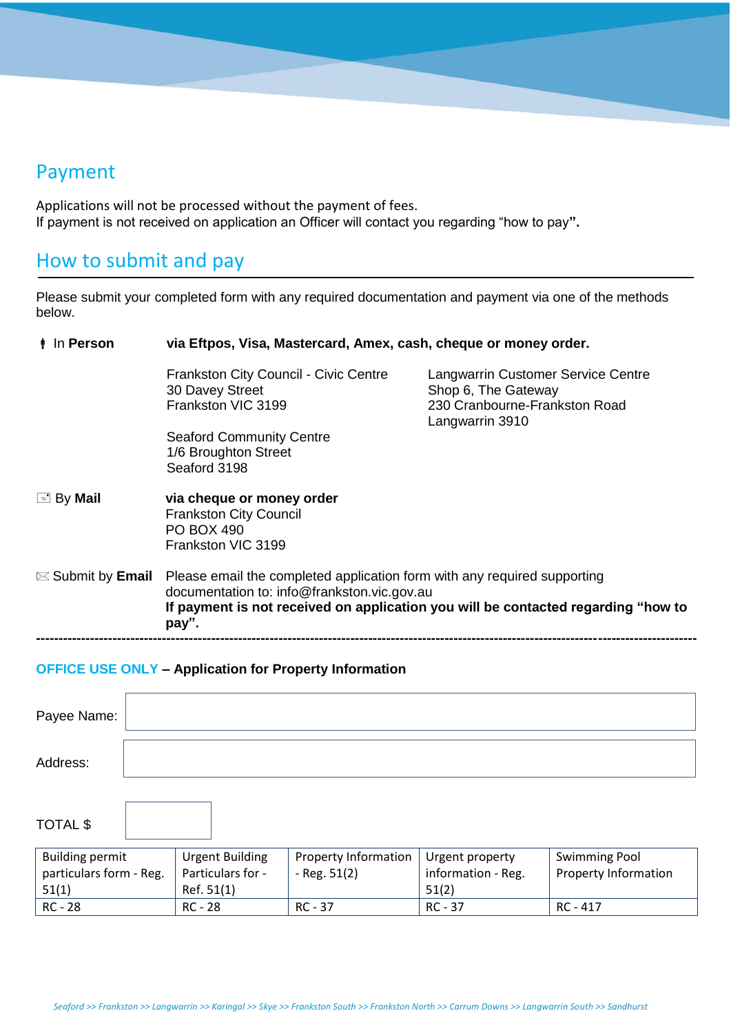## Payment

Applications will not be processed without the payment of fees.
If payment is not received on application an Officer will contact you regarding "how to pay**".**

## How to submit and pay

Please submit your completed form with any required documentation and payment via one of the methods below.

In **Person** — **via Eftpos, Visa, Mastercard, Amex, cash, cheque or money order.**

Frankston City Council - Civic Centre
30 Davey Street
Frankston VIC 3199

Langwarrin Customer Service Centre
Shop 6, The Gateway
230 Cranbourne-Frankston Road
Langwarrin 3910

Seaford Community Centre
1/6 Broughton Street
Seaford 3198

By **Mail** — **via cheque or money order**
Frankston City Council
PO BOX 490
Frankston VIC 3199

Submit by **Email** — Please email the completed application form with any required supporting documentation to: info@frankston.vic.gov.au
**If payment is not received on application you will be contacted regarding "how to pay".**

---

**OFFICE USE ONLY – Application for Property Information**

Payee Name:

Address:

TOTAL $

| | | | | |
|---|---|---|---|---|
| Building permit particulars form - Reg. 51(1) | Urgent Building Particulars for - Ref. 51(1) | Property Information - Reg. 51(2) | Urgent property information - Reg. 51(2) | Swimming Pool Property Information |
| RC - 28 | RC - 28 | RC - 37 | RC - 37 | RC - 417 |